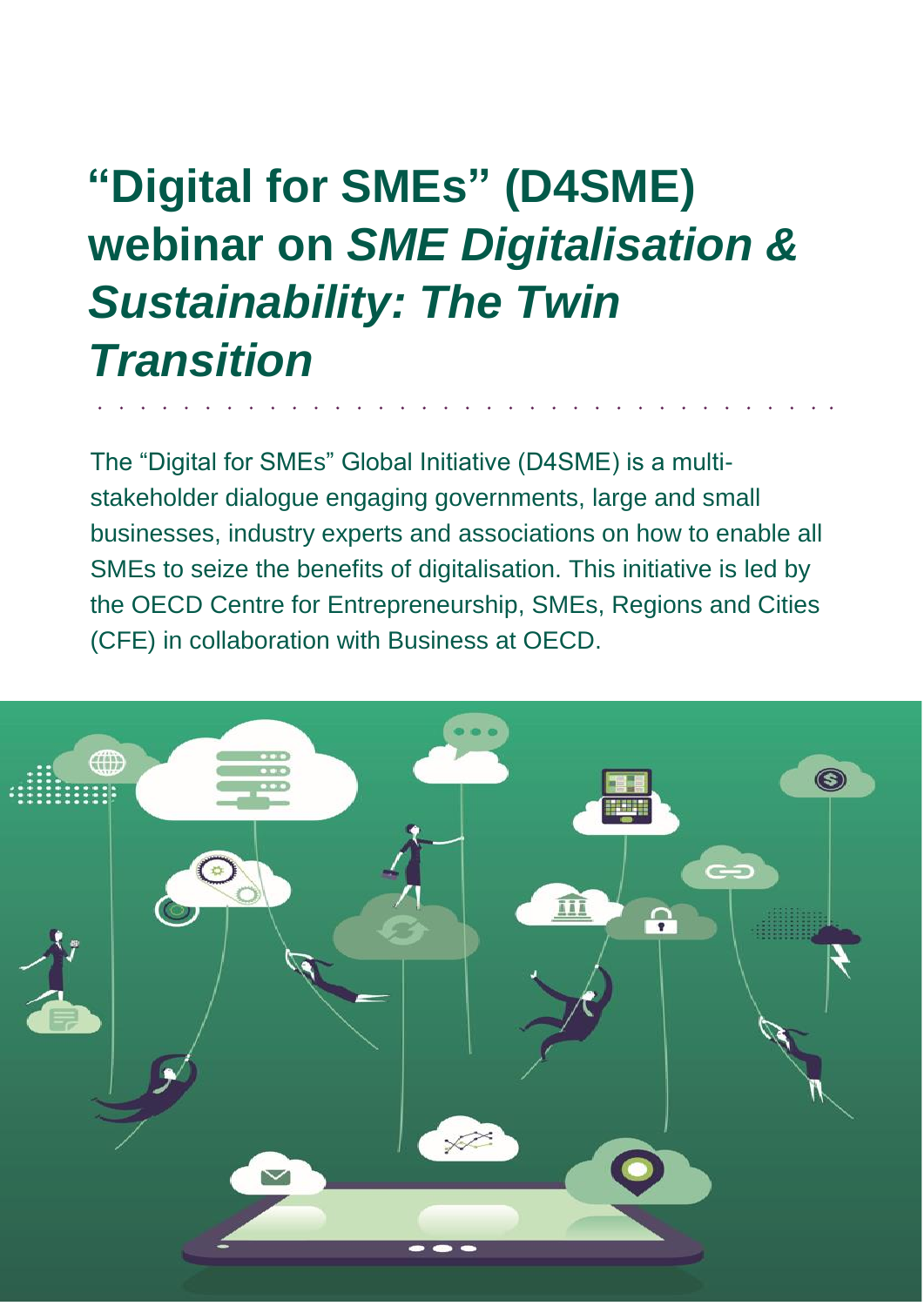# "Digital for SMEs" (D4SME) webinar on *SME Digitalisation & Sustainability: The Twin Transition*

The "Digital for SMEs" Global Initiative (D4SME) is a multi-stakeholder dialogue engaging governments, large and small businesses, industry experts and associations on how to enable all SMEs to seize the benefits of digitalisation. This initiative is led by the OECD Centre for Entrepreneurship, SMEs, Regions and Cities (CFE) in collaboration with Business at OECD.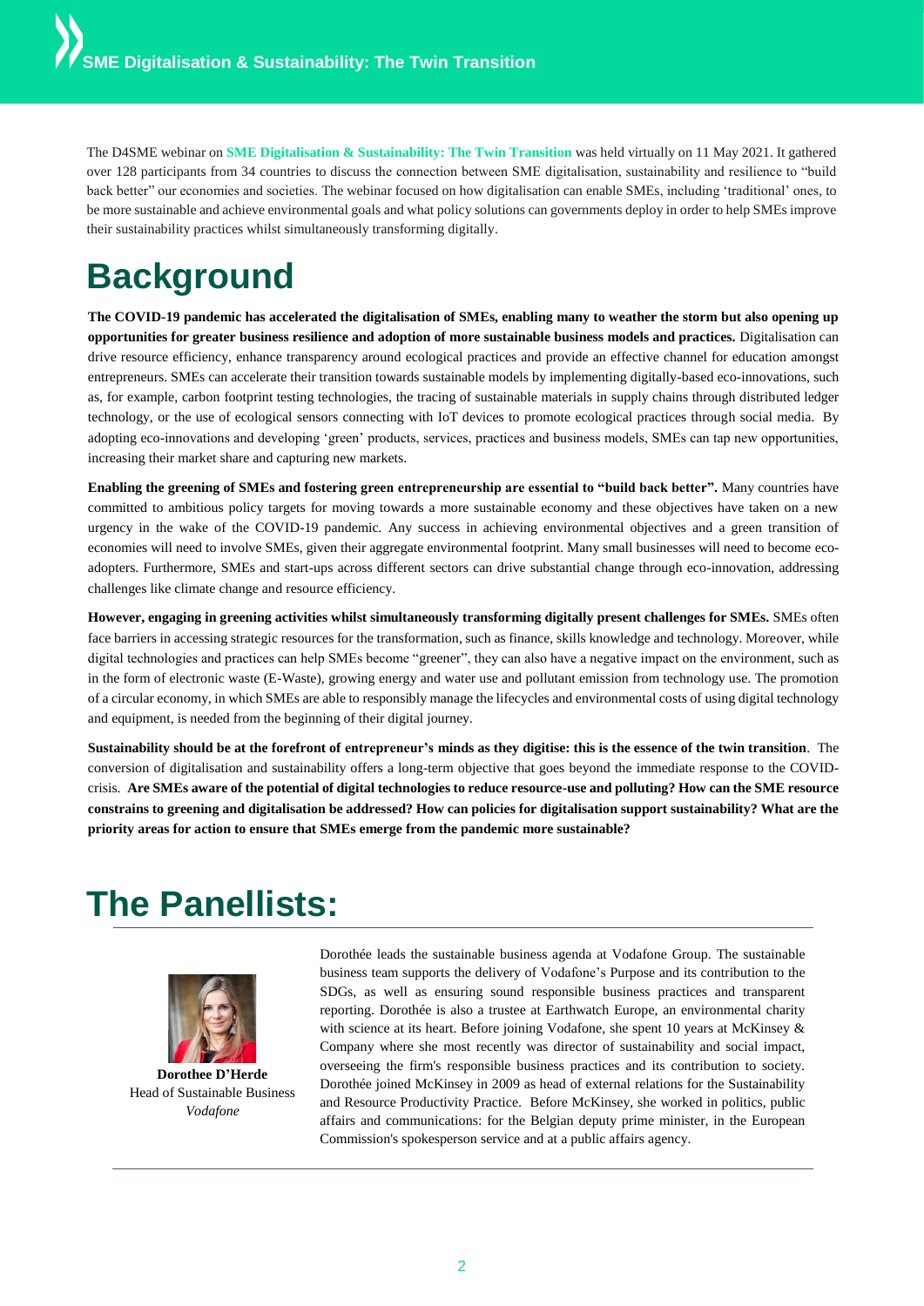The D4SME webinar on **SME Digitalisation & Sustainability: The Twin Transition** was held virtually on 11 May 2021. It gathered over 128 participants from 34 countries to discuss the connection between SME digitalisation, sustainability and resilience to "build back better" our economies and societies. The webinar focused on how digitalisation can enable SMEs, including 'traditional' ones, to be more sustainable and achieve environmental goals and what policy solutions can governments deploy in order to help SMEs improve their sustainability practices whilst simultaneously transforming digitally.

# Background

**The COVID-19 pandemic has accelerated the digitalisation of SMEs, enabling many to weather the storm but also opening up opportunities for greater business resilience and adoption of more sustainable business models and practices.** Digitalisation can drive resource efficiency, enhance transparency around ecological practices and provide an effective channel for education amongst entrepreneurs. SMEs can accelerate their transition towards sustainable models by implementing digitally-based eco-innovations, such as, for example, carbon footprint testing technologies, the tracing of sustainable materials in supply chains through distributed ledger technology, or the use of ecological sensors connecting with IoT devices to promote ecological practices through social media. By adopting eco-innovations and developing 'green' products, services, practices and business models, SMEs can tap new opportunities, increasing their market share and capturing new markets.

**Enabling the greening of SMEs and fostering green entrepreneurship are essential to "build back better".** Many countries have committed to ambitious policy targets for moving towards a more sustainable economy and these objectives have taken on a new urgency in the wake of the COVID-19 pandemic. Any success in achieving environmental objectives and a green transition of economies will need to involve SMEs, given their aggregate environmental footprint. Many small businesses will need to become eco-adopters. Furthermore, SMEs and start-ups across different sectors can drive substantial change through eco-innovation, addressing challenges like climate change and resource efficiency.

**However, engaging in greening activities whilst simultaneously transforming digitally present challenges for SMEs.** SMEs often face barriers in accessing strategic resources for the transformation, such as finance, skills knowledge and technology. Moreover, while digital technologies and practices can help SMEs become "greener", they can also have a negative impact on the environment, such as in the form of electronic waste (E-Waste), growing energy and water use and pollutant emission from technology use. The promotion of a circular economy, in which SMEs are able to responsibly manage the lifecycles and environmental costs of using digital technology and equipment, is needed from the beginning of their digital journey.

**Sustainability should be at the forefront of entrepreneur's minds as they digitise: this is the essence of the twin transition**. The conversion of digitalisation and sustainability offers a long-term objective that goes beyond the immediate response to the COVID-crisis. **Are SMEs aware of the potential of digital technologies to reduce resource-use and polluting? How can the SME resource constrains to greening and digitalisation be addressed? How can policies for digitalisation support sustainability? What are the priority areas for action to ensure that SMEs emerge from the pandemic more sustainable?**

# The Panellists:

**Dorothee D'Herde**
Head of Sustainable Business
*Vodafone*

Dorothée leads the sustainable business agenda at Vodafone Group. The sustainable business team supports the delivery of Vodafone's Purpose and its contribution to the SDGs, as well as ensuring sound responsible business practices and transparent reporting. Dorothée is also a trustee at Earthwatch Europe, an environmental charity with science at its heart. Before joining Vodafone, she spent 10 years at McKinsey & Company where she most recently was director of sustainability and social impact, overseeing the firm's responsible business practices and its contribution to society. Dorothée joined McKinsey in 2009 as head of external relations for the Sustainability and Resource Productivity Practice. Before McKinsey, she worked in politics, public affairs and communications: for the Belgian deputy prime minister, in the European Commission's spokesperson service and at a public affairs agency.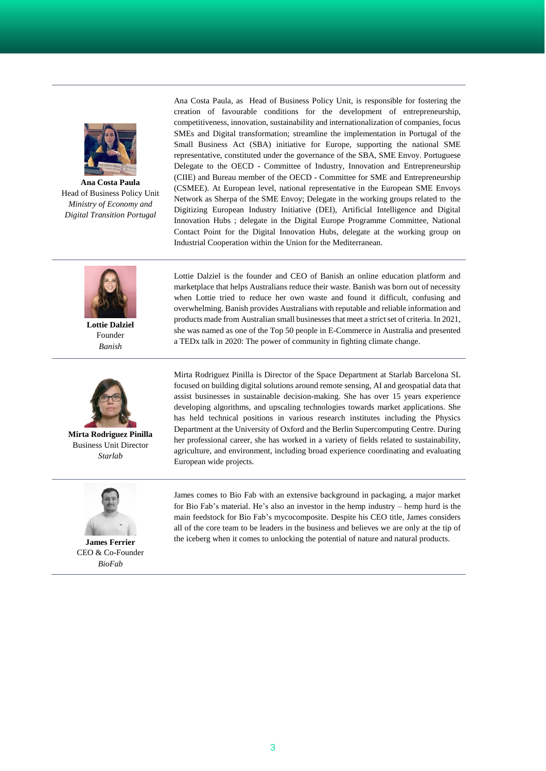**Ana Costa Paula**
Head of Business Policy Unit
*Ministry of Economy and Digital Transition Portugal*

Ana Costa Paula, as Head of Business Policy Unit, is responsible for fostering the creation of favourable conditions for the development of entrepreneurship, competitiveness, innovation, sustainability and internationalization of companies, focus SMEs and Digital transformation; streamline the implementation in Portugal of the Small Business Act (SBA) initiative for Europe, supporting the national SME representative, constituted under the governance of the SBA, SME Envoy. Portuguese Delegate to the OECD - Committee of Industry, Innovation and Entrepreneurship (CIIE) and Bureau member of the OECD - Committee for SME and Entrepreneurship (CSMEE). At European level, national representative in the European SME Envoys Network as Sherpa of the SME Envoy; Delegate in the working groups related to the Digitizing European Industry Initiative (DEI), Artificial Intelligence and Digital Innovation Hubs ; delegate in the Digital Europe Programme Committee, National Contact Point for the Digital Innovation Hubs, delegate at the working group on Industrial Cooperation within the Union for the Mediterranean.

---

**Lottie Dalziel**
Founder
*Banish*

Lottie Dalziel is the founder and CEO of Banish an online education platform and marketplace that helps Australians reduce their waste. Banish was born out of necessity when Lottie tried to reduce her own waste and found it difficult, confusing and overwhelming. Banish provides Australians with reputable and reliable information and products made from Australian small businesses that meet a strict set of criteria. In 2021, she was named as one of the Top 50 people in E-Commerce in Australia and presented a TEDx talk in 2020: The power of community in fighting climate change.

---

**Mirta Rodriguez Pinilla**
Business Unit Director
*Starlab*

Mirta Rodriguez Pinilla is Director of the Space Department at Starlab Barcelona SL focused on building digital solutions around remote sensing, AI and geospatial data that assist businesses in sustainable decision-making. She has over 15 years experience developing algorithms, and upscaling technologies towards market applications. She has held technical positions in various research institutes including the Physics Department at the University of Oxford and the Berlin Supercomputing Centre. During her professional career, she has worked in a variety of fields related to sustainability, agriculture, and environment, including broad experience coordinating and evaluating European wide projects.

---

**James Ferrier**
CEO & Co-Founder
*BioFab*

James comes to Bio Fab with an extensive background in packaging, a major market for Bio Fab's material. He's also an investor in the hemp industry – hemp hurd is the main feedstock for Bio Fab's mycocomposite. Despite his CEO title, James considers all of the core team to be leaders in the business and believes we are only at the tip of the iceberg when it comes to unlocking the potential of nature and natural products.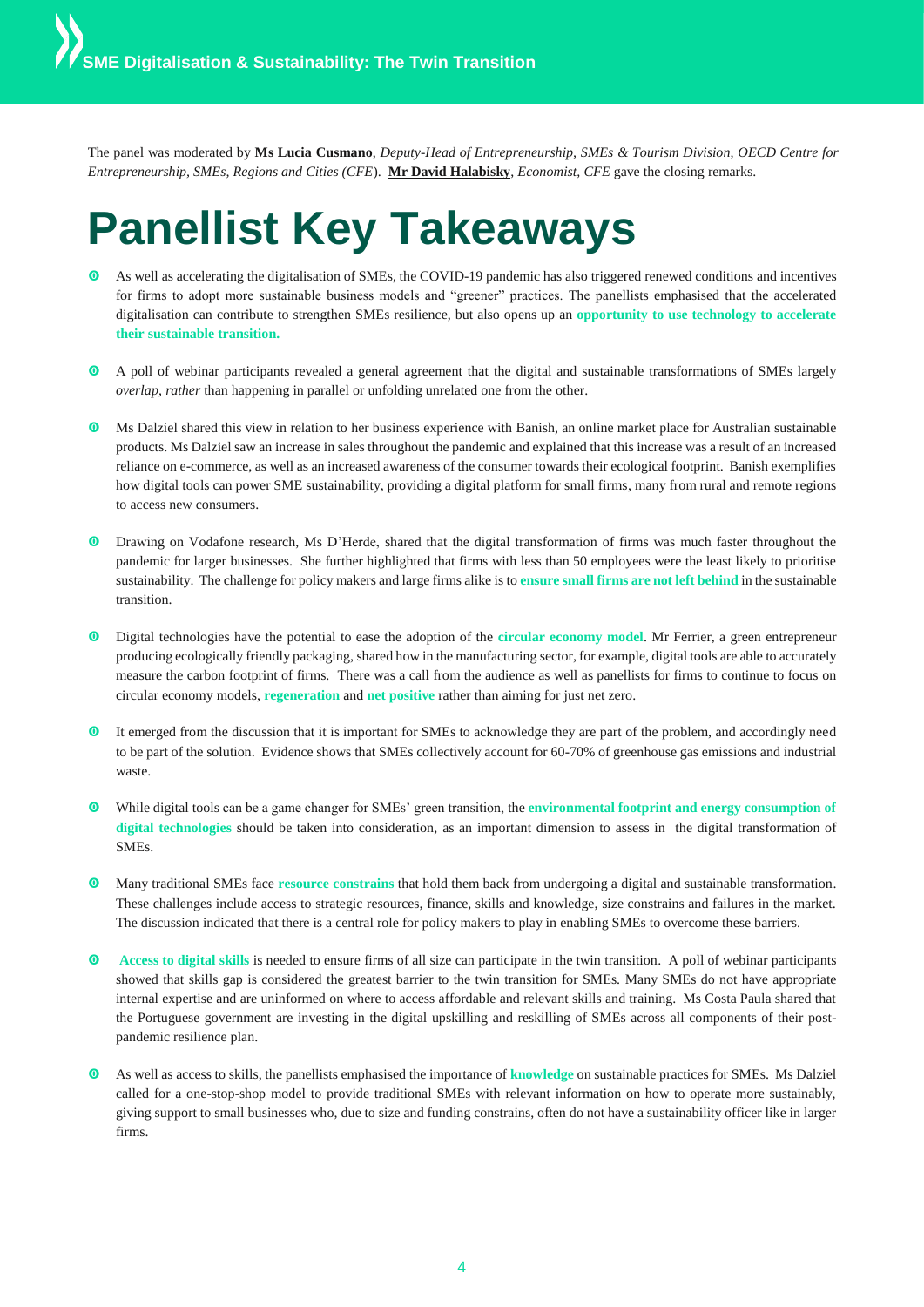The panel was moderated by **Ms Lucia Cusmano**, *Deputy-Head of Entrepreneurship, SMEs & Tourism Division, OECD Centre for Entrepreneurship, SMEs, Regions and Cities (CFE)*. **Mr David Halabisky**, *Economist, CFE* gave the closing remarks.

# Panellist Key Takeaways

- As well as accelerating the digitalisation of SMEs, the COVID-19 pandemic has also triggered renewed conditions and incentives for firms to adopt more sustainable business models and "greener" practices. The panellists emphasised that the accelerated digitalisation can contribute to strengthen SMEs resilience, but also opens up an **opportunity to use technology to accelerate their sustainable transition.**

- A poll of webinar participants revealed a general agreement that the digital and sustainable transformations of SMEs largely *overlap, rather* than happening in parallel or unfolding unrelated one from the other.

- Ms Dalziel shared this view in relation to her business experience with Banish, an online market place for Australian sustainable products. Ms Dalziel saw an increase in sales throughout the pandemic and explained that this increase was a result of an increased reliance on e-commerce, as well as an increased awareness of the consumer towards their ecological footprint. Banish exemplifies how digital tools can power SME sustainability, providing a digital platform for small firms, many from rural and remote regions to access new consumers.

- Drawing on Vodafone research, Ms D'Herde, shared that the digital transformation of firms was much faster throughout the pandemic for larger businesses. She further highlighted that firms with less than 50 employees were the least likely to prioritise sustainability. The challenge for policy makers and large firms alike is to **ensure small firms are not left behind** in the sustainable transition.

- Digital technologies have the potential to ease the adoption of the **circular economy model**. Mr Ferrier, a green entrepreneur producing ecologically friendly packaging, shared how in the manufacturing sector, for example, digital tools are able to accurately measure the carbon footprint of firms. There was a call from the audience as well as panellists for firms to continue to focus on circular economy models, **regeneration** and **net positive** rather than aiming for just net zero.

- It emerged from the discussion that it is important for SMEs to acknowledge they are part of the problem, and accordingly need to be part of the solution. Evidence shows that SMEs collectively account for 60-70% of greenhouse gas emissions and industrial waste.

- While digital tools can be a game changer for SMEs' green transition, the **environmental footprint and energy consumption of digital technologies** should be taken into consideration, as an important dimension to assess in the digital transformation of SMEs.

- Many traditional SMEs face **resource constrains** that hold them back from undergoing a digital and sustainable transformation. These challenges include access to strategic resources, finance, skills and knowledge, size constrains and failures in the market. The discussion indicated that there is a central role for policy makers to play in enabling SMEs to overcome these barriers.

- **Access to digital skills** is needed to ensure firms of all size can participate in the twin transition. A poll of webinar participants showed that skills gap is considered the greatest barrier to the twin transition for SMEs. Many SMEs do not have appropriate internal expertise and are uninformed on where to access affordable and relevant skills and training. Ms Costa Paula shared that the Portuguese government are investing in the digital upskilling and reskilling of SMEs across all components of their post-pandemic resilience plan.

- As well as access to skills, the panellists emphasised the importance of **knowledge** on sustainable practices for SMEs. Ms Dalziel called for a one-stop-shop model to provide traditional SMEs with relevant information on how to operate more sustainably, giving support to small businesses who, due to size and funding constrains, often do not have a sustainability officer like in larger firms.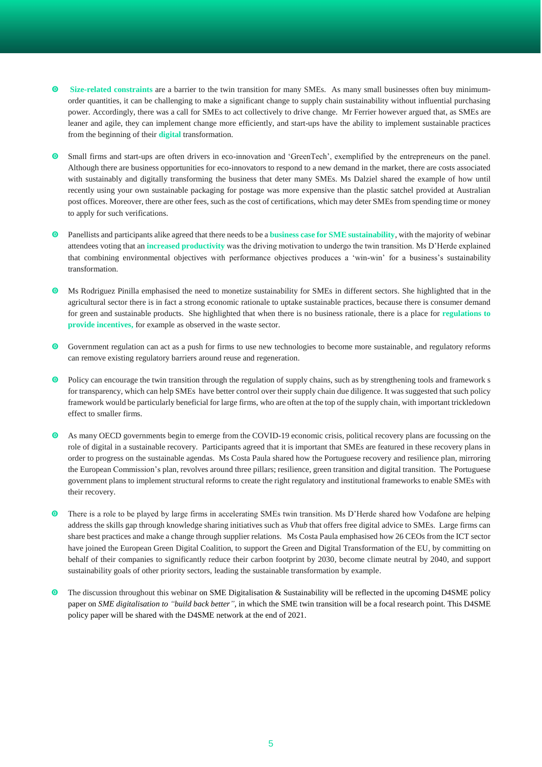- **Size-related constraints** are a barrier to the twin transition for many SMEs. As many small businesses often buy minimum-order quantities, it can be challenging to make a significant change to supply chain sustainability without influential purchasing power. Accordingly, there was a call for SMEs to act collectively to drive change. Mr Ferrier however argued that, as SMEs are leaner and agile, they can implement change more efficiently, and start-ups have the ability to implement sustainable practices from the beginning of their **digital** transformation.

- Small firms and start-ups are often drivers in eco-innovation and 'GreenTech', exemplified by the entrepreneurs on the panel. Although there are business opportunities for eco-innovators to respond to a new demand in the market, there are costs associated with sustainably and digitally transforming the business that deter many SMEs. Ms Dalziel shared the example of how until recently using your own sustainable packaging for postage was more expensive than the plastic satchel provided at Australian post offices. Moreover, there are other fees, such as the cost of certifications, which may deter SMEs from spending time or money to apply for such verifications.

- Panellists and participants alike agreed that there needs to be a **business case for SME sustainability**, with the majority of webinar attendees voting that an **increased productivity** was the driving motivation to undergo the twin transition. Ms D'Herde explained that combining environmental objectives with performance objectives produces a 'win-win' for a business's sustainability transformation.

- Ms Rodriguez Pinilla emphasised the need to monetize sustainability for SMEs in different sectors. She highlighted that in the agricultural sector there is in fact a strong economic rationale to uptake sustainable practices, because there is consumer demand for green and sustainable products. She highlighted that when there is no business rationale, there is a place for **regulations to provide incentives,** for example as observed in the waste sector.

- Government regulation can act as a push for firms to use new technologies to become more sustainable, and regulatory reforms can remove existing regulatory barriers around reuse and regeneration.

- Policy can encourage the twin transition through the regulation of supply chains, such as by strengthening tools and framework s for transparency, which can help SMEs have better control over their supply chain due diligence. It was suggested that such policy framework would be particularly beneficial for large firms, who are often at the top of the supply chain, with important trickledown effect to smaller firms.

- As many OECD governments begin to emerge from the COVID-19 economic crisis, political recovery plans are focussing on the role of digital in a sustainable recovery. Participants agreed that it is important that SMEs are featured in these recovery plans in order to progress on the sustainable agendas. Ms Costa Paula shared how the Portuguese recovery and resilience plan, mirroring the European Commission's plan, revolves around three pillars; resilience, green transition and digital transition. The Portuguese government plans to implement structural reforms to create the right regulatory and institutional frameworks to enable SMEs with their recovery.

- There is a role to be played by large firms in accelerating SMEs twin transition. Ms D'Herde shared how Vodafone are helping address the skills gap through knowledge sharing initiatives such as *Vhub* that offers free digital advice to SMEs. Large firms can share best practices and make a change through supplier relations. Ms Costa Paula emphasised how 26 CEOs from the ICT sector have joined the European Green Digital Coalition, to support the Green and Digital Transformation of the EU, by committing on behalf of their companies to significantly reduce their carbon footprint by 2030, become climate neutral by 2040, and support sustainability goals of other priority sectors, leading the sustainable transformation by example.

- The discussion throughout this webinar on SME Digitalisation & Sustainability will be reflected in the upcoming D4SME policy paper on *SME digitalisation to "build back better"*, in which the SME twin transition will be a focal research point. This D4SME policy paper will be shared with the D4SME network at the end of 2021.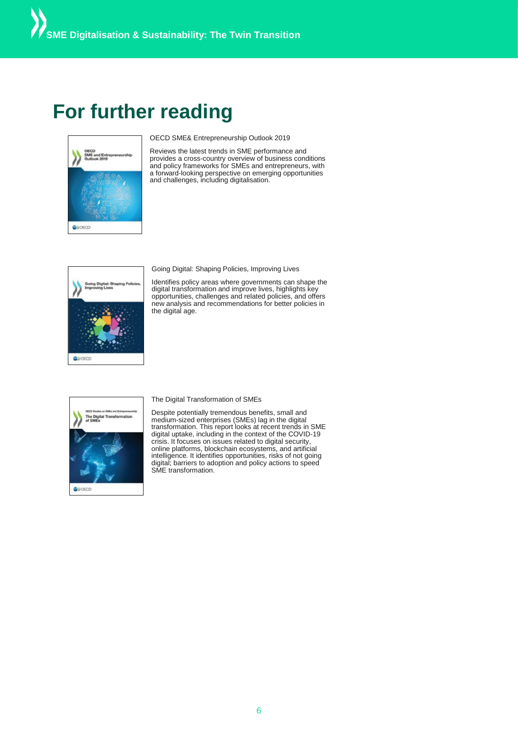# For further reading

OECD SME& Entrepreneurship Outlook 2019

Reviews the latest trends in SME performance and provides a cross-country overview of business conditions and policy frameworks for SMEs and entrepreneurs, with a forward-looking perspective on emerging opportunities and challenges, including digitalisation.

Going Digital: Shaping Policies, Improving Lives

Identifies policy areas where governments can shape the digital transformation and improve lives, highlights key opportunities, challenges and related policies, and offers new analysis and recommendations for better policies in the digital age.

The Digital Transformation of SMEs

Despite potentially tremendous benefits, small and medium-sized enterprises (SMEs) lag in the digital transformation. This report looks at recent trends in SME digital uptake, including in the context of the COVID-19 crisis. It focuses on issues related to digital security, online platforms, blockchain ecosystems, and artificial intelligence. It identifies opportunities, risks of not going digital; barriers to adoption and policy actions to speed SME transformation.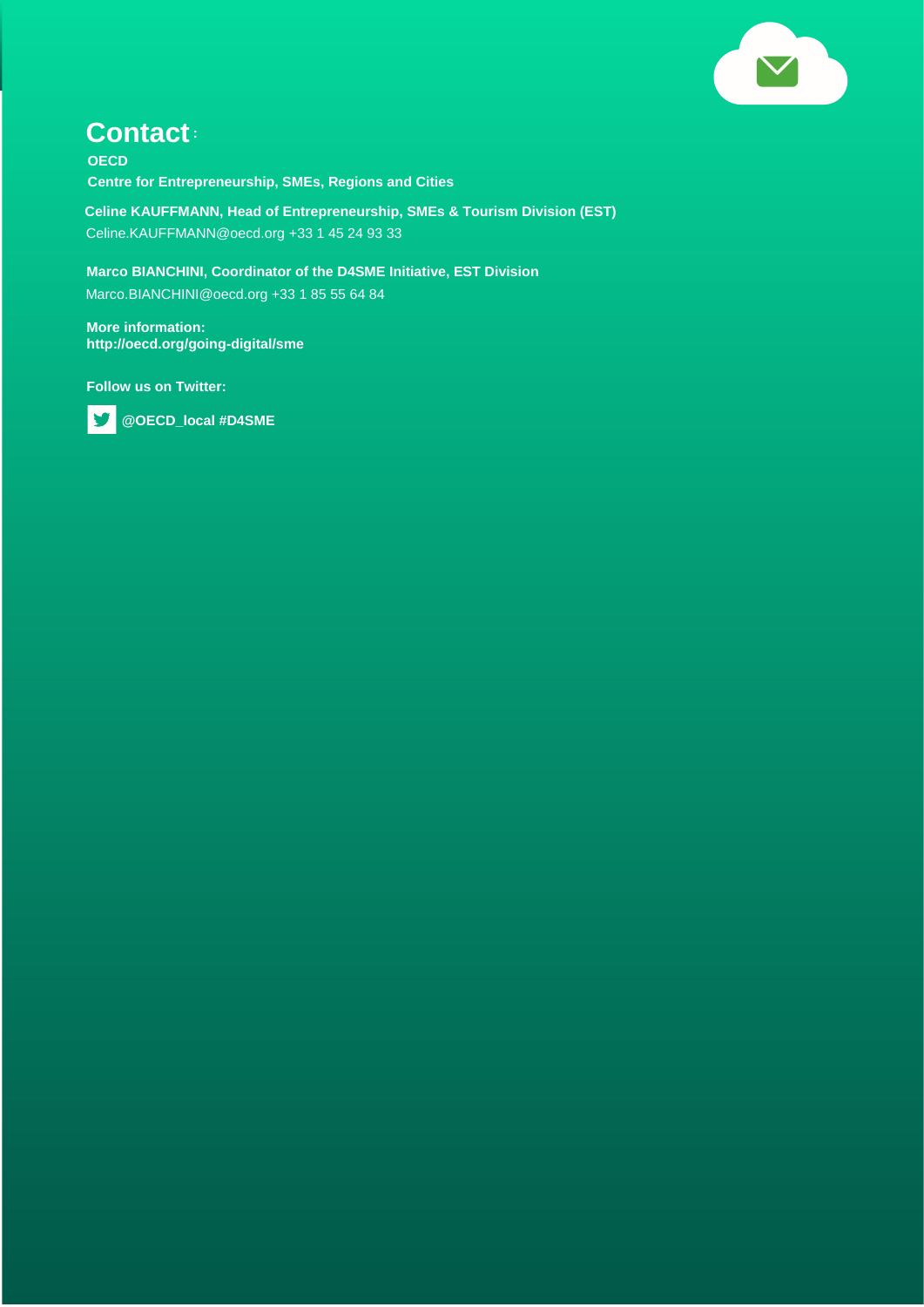## Contact:

**OECD**

**Centre for Entrepreneurship, SMEs, Regions and Cities**

**Celine KAUFFMANN, Head of Entrepreneurship, SMEs & Tourism Division (EST)**
Celine.KAUFFMANN@oecd.org +33 1 45 24 93 33

**Marco BIANCHINI, Coordinator of the D4SME Initiative, EST Division**
Marco.BIANCHINI@oecd.org +33 1 85 55 64 84

**More information:**
**http://oecd.org/going-digital/sme**

**Follow us on Twitter:**

**@OECD_local #D4SME**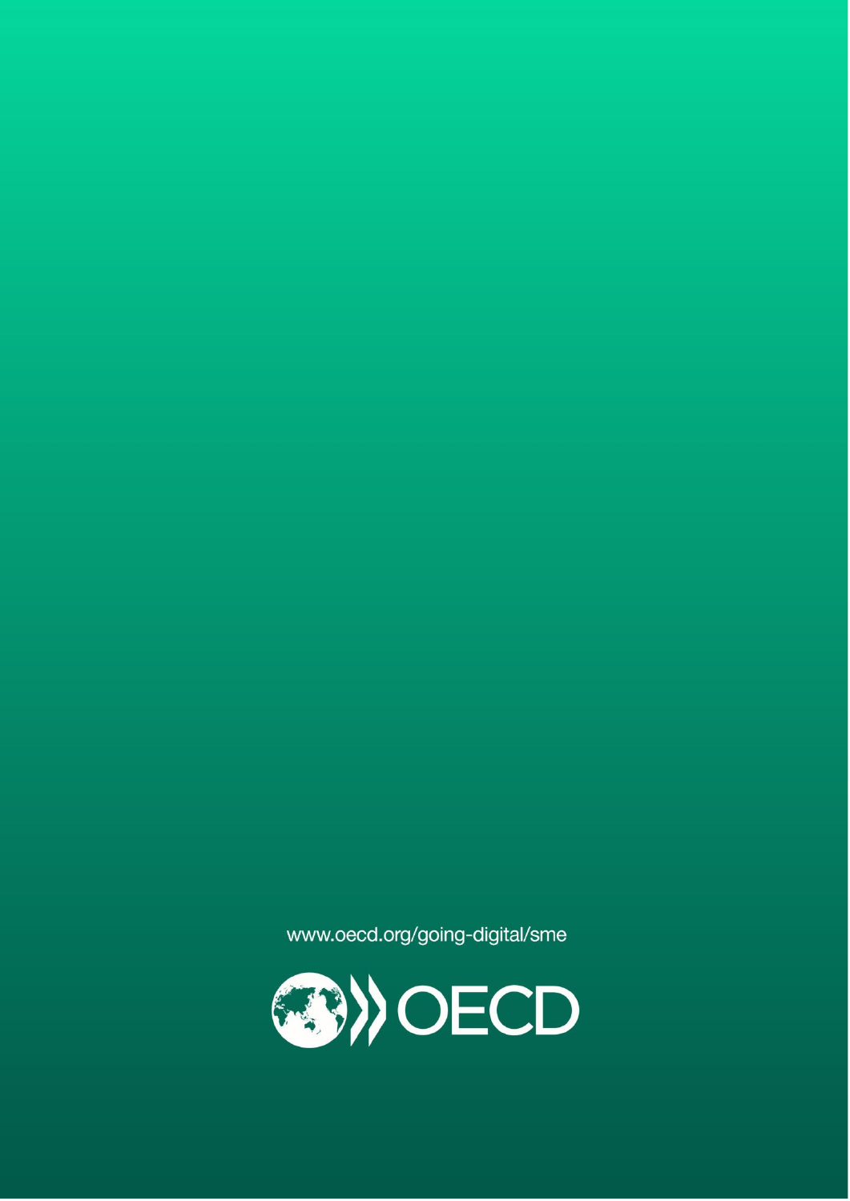www.oecd.org/going-digital/sme

OECD